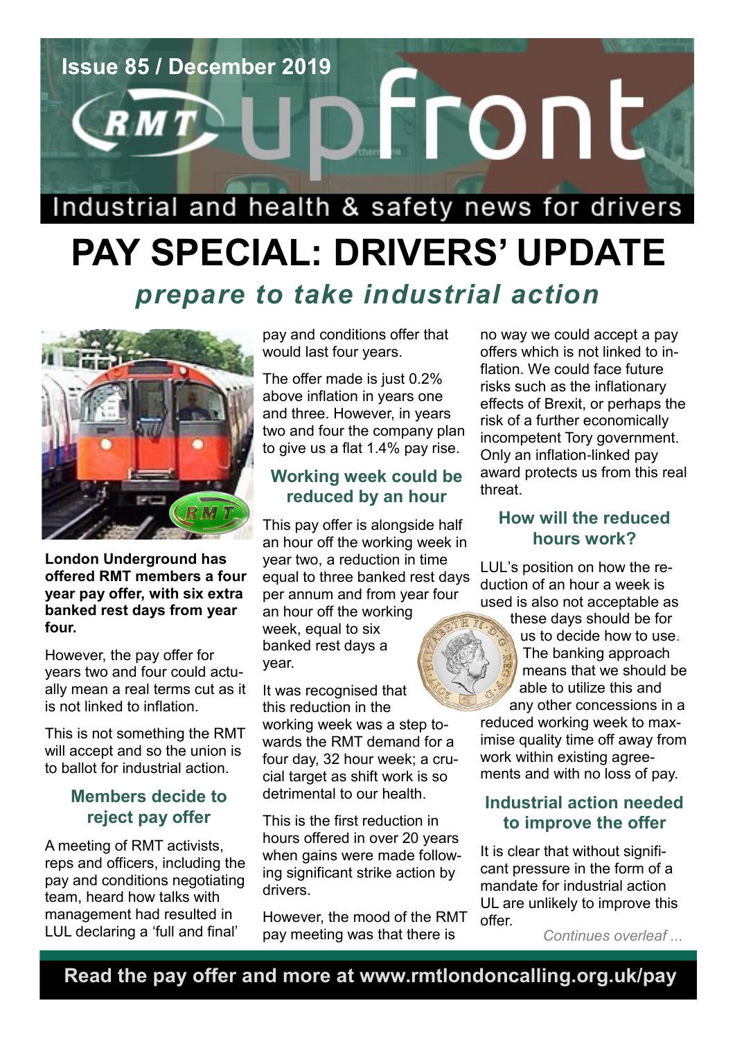Issue 85 / December 2019

# RMT upfront

Industrial and health & safety news for drivers

# PAY SPECIAL: DRIVERS' UPDATE

## *prepare to take industrial action*

**London Underground has offered RMT members a four year pay offer, with six extra banked rest days from year four.**

However, the pay offer for years two and four could actually mean a real terms cut as it is not linked to inflation.

This is not something the RMT will accept and so the union is to ballot for industrial action.

### Members decide to reject pay offer

A meeting of RMT activists, reps and officers, including the pay and conditions negotiating team, heard how talks with management had resulted in LUL declaring a 'full and final' pay and conditions offer that would last four years.

The offer made is just 0.2% above inflation in years one and three. However, in years two and four the company plan to give us a flat 1.4% pay rise.

### Working week could be reduced by an hour

This pay offer is alongside half an hour off the working week in year two, a reduction in time equal to three banked rest days per annum and from year four an hour off the working week, equal to six banked rest days a year.

It was recognised that this reduction in the working week was a step towards the RMT demand for a four day, 32 hour week; a crucial target as shift work is so detrimental to our health.

This is the first reduction in hours offered in over 20 years when gains were made following significant strike action by drivers.

However, the mood of the RMT pay meeting was that there is no way we could accept a pay offers which is not linked to inflation. We could face future risks such as the inflationary effects of Brexit, or perhaps the risk of a further economically incompetent Tory government. Only an inflation-linked pay award protects us from this real threat.

### How will the reduced hours work?

LUL's position on how the reduction of an hour a week is used is also not acceptable as these days should be for us to decide how to use. The banking approach means that we should be able to utilize this and any other concessions in a reduced working week to maximise quality time off away from work within existing agreements and with no loss of pay.

### Industrial action needed to improve the offer

It is clear that without significant pressure in the form of a mandate for industrial action UL are unlikely to improve this offer.

*Continues overleaf ...*

**Read the pay offer and more at www.rmtlondoncalling.org.uk/pay**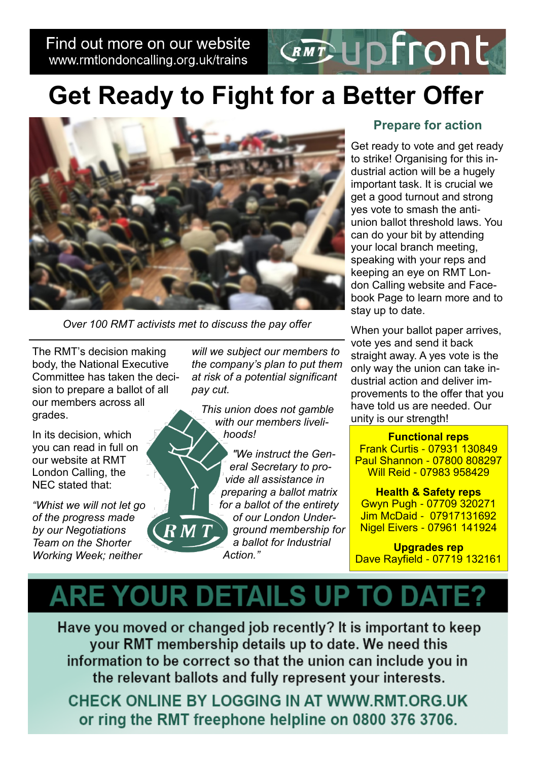Find out more on our website
www.rmtlondoncalling.org.uk/trains

RMT upfront

# Get Ready to Fight for a Better Offer

*Over 100 RMT activists met to discuss the pay offer*

The RMT's decision making body, the National Executive Committee has taken the decision to prepare a ballot of all our members across all grades.

In its decision, which you can read in full on our website at RMT London Calling, the NEC stated that:

*"Whist we will not let go of the progress made by our Negotiations Team on the Shorter Working Week; neither will we subject our members to the company's plan to put them at risk of a potential significant pay cut.*

*This union does not gamble with our members livelihoods!*

*"We instruct the General Secretary to provide all assistance in preparing a ballot matrix for a ballot of the entirety of our London Underground membership for a ballot for Industrial Action."*

## Prepare for action

Get ready to vote and get ready to strike! Organising for this industrial action will be a hugely important task. It is crucial we get a good turnout and strong yes vote to smash the anti-union ballot threshold laws. You can do your bit by attending your local branch meeting, speaking with your reps and keeping an eye on RMT London Calling website and Facebook Page to learn more and to stay up to date.

When your ballot paper arrives, vote yes and send it back straight away. A yes vote is the only way the union can take industrial action and deliver improvements to the offer that you have told us are needed. Our unity is our strength!

**Functional reps**
Frank Curtis - 07931 130849
Paul Shannon - 07800 808297
Will Reid - 07983 958429

**Health & Safety reps**
Gwyn Pugh - 07709 320271
Jim McDaid - 07917131692
Nigel Eivers - 07961 141924

**Upgrades rep**
Dave Rayfield - 07719 132161

# ARE YOUR DETAILS UP TO DATE?

**Have you moved or changed job recently? It is important to keep your RMT membership details up to date. We need this information to be correct so that the union can include you in the relevant ballots and fully represent your interests.**

**CHECK ONLINE BY LOGGING IN AT WWW.RMT.ORG.UK or ring the RMT freephone helpline on 0800 376 3706.**